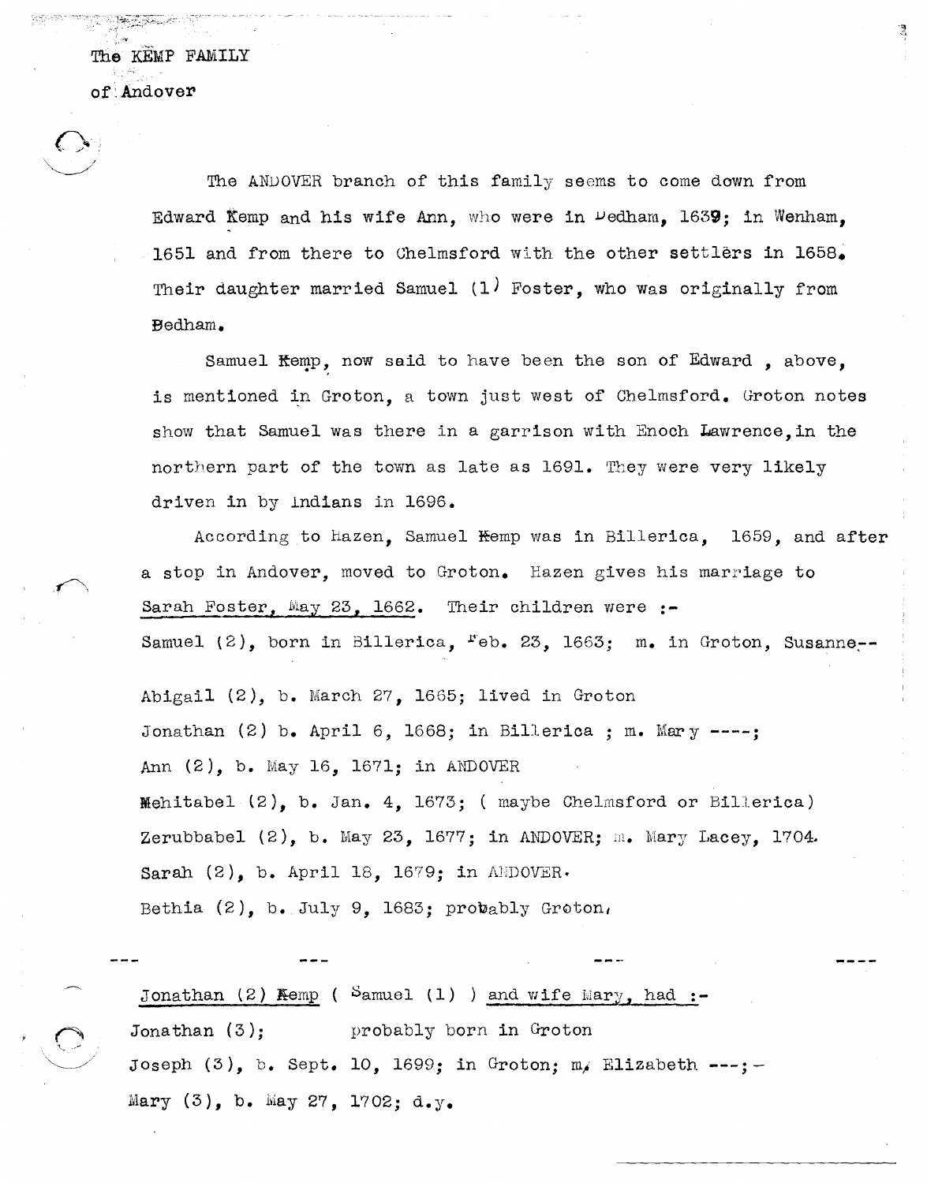# The KEMP FAMILY
## of Andover

The ANDOVER branch of this family seems to come down from Edward Kemp and his wife Ann, who were in Dedham, 1639; in Wenham, 1651 and from there to Chelmsford with the other settlers in 1658. Their daughter married Samuel (1) Foster, who was originally from Dedham.

Samuel Kemp, now said to have been the son of Edward , above, is mentioned in Groton, a town just west of Chelmsford. Groton notes show that Samuel was there in a garrison with Enoch Lawrence, in the northern part of the town as late as 1691. They were very likely driven in by Indians in 1696.

According to Hazen, Samuel Kemp was in Billerica, 1659, and after a stop in Andover, moved to Groton. Hazen gives his marriage to Sarah Foster, May 23, 1662. Their children were :-

Samuel (2), born in Billerica, Feb. 23, 1663; m. in Groton, Susanne--

Abigail (2), b. March 27, 1665; lived in Groton

Jonathan (2) b. April 6, 1668; in Billerica ; m. Mary ----;

Ann (2), b. May 16, 1671; in ANDOVER

Mehitabel (2), b. Jan. 4, 1673; ( maybe Chelmsford or Billerica)

Zerubbabel (2), b. May 23, 1677; in ANDOVER; m. Mary Lacey, 1704.

Sarah (2), b. April 18, 1679; in ANDOVER.

Bethia (2), b. July 9, 1683; probably Groton,

--- --- --- ---

Jonathan (2) Kemp ( Samuel (1) ) and wife Mary, had :-

Jonathan (3); probably born in Groton

Joseph (3), b. Sept. 10, 1699; in Groton; m. Elizabeth ---; -

Mary (3), b. May 27, 1702; d.y.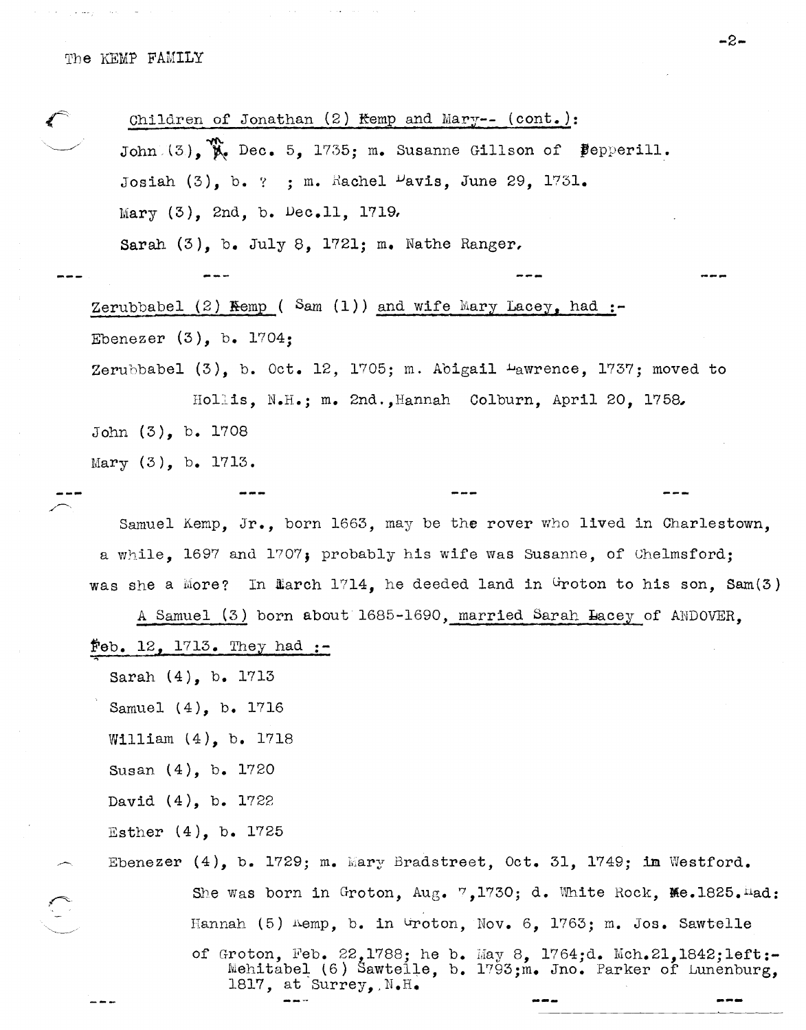Children of Jonathan (2) Kemp and Mary-- (cont.):

John (3), m. Dec. 5, 1735; m. Susanne Gillson of Pepperill.

Josiah (3), b. ? ; m. Rachel Davis, June 29, 1731.

Mary (3), 2nd, b. Dec.11, 1719,

Sarah (3), b. July 8, 1721; m. Nathe Ranger,

--- --- --- ---

Zerubbabel (2) Kemp ( Sam (1)) and wife Mary Lacey, had :-

Ebenezer (3), b. 1704;

Zerubbabel (3), b. Oct. 12, 1705; m. Abigail Lawrence, 1737; moved to Hollis, N.H.; m. 2nd.,Hannah Colburn, April 20, 1758,

John (3), b. 1708

Mary (3), b. 1713.

--- --- --- ---

Samuel Kemp, Jr., born 1663, may be the rover who lived in Charlestown, a while, 1697 and 1707; probably his wife was Susanne, of Chelmsford; was she a More? In March 1714, he deeded land in Groton to his son, Sam(3)

A Samuel (3) born about 1685-1690, married Sarah Lacey of ANDOVER, Feb. 12, 1713. They had :-

Sarah (4), b. 1713

Samuel (4), b. 1716

William (4), b. 1718

Susan (4), b. 1720

David (4), b. 1722

Esther (4), b. 1725

Ebenezer (4), b. 1729; m. Mary Bradstreet, Oct. 31, 1749; in Westford. She was born in Groton, Aug. 7,1730; d. White Rock, Me.1825.Had: Hannah (5) Kemp, b. in Groton, Nov. 6, 1763; m. Jos. Sawtelle of Groton, Feb. 22,1788; he b. May 8, 1764;d. Mch.21,1842;left:- Mehitabel (6) Sawtelle, b. 1793;m. Jno. Parker of Lunenburg, 1817, at Surrey, N.H.

--- --- --- ---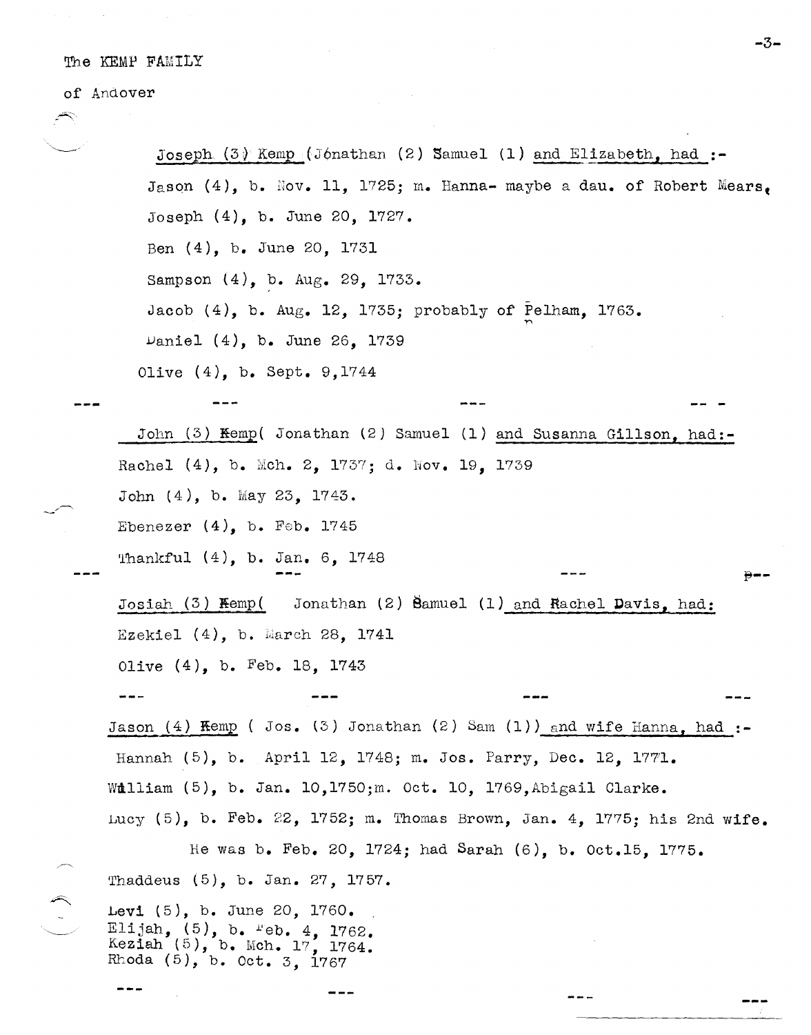The KEMP FAMILY

of Andover

Joseph (3) Kemp (Jónathan (2) Samuel (1) and Elizabeth, had :-

Jason (4), b. Nov. 11, 1725; m. Hanna- maybe a dau. of Robert Mears,

Joseph (4), b. June 20, 1727.

Ben (4), b. June 20, 1731

Sampson (4), b. Aug. 29, 1733.

Jacob (4), b. Aug. 12, 1735; probably of Pelham, 1763.

Daniel (4), b. June 26, 1739

Olive (4), b. Sept. 9,1744

--- --- --- -- -

John (3) Kemp( Jonathan (2) Samuel (1) and Susanna Gillson, had:-

Rachel (4), b. Mch. 2, 1737; d. Nov. 19, 1739

John (4), b. May 23, 1743.

Ebenezer (4), b. Feb. 1745

Thankful (4), b. Jan. 6, 1748

--- --- --- ---

Josiah (3) Kemp( Jonathan (2) Samuel (1) and Rachel Davis, had:

Ezekiel (4), b. March 28, 1741

Olive (4), b. Feb. 18, 1743

--- --- --- ---

Jason (4) Kemp ( Jos. (3) Jonathan (2) Sam (1)) and wife Hanna, had :-

Hannah (5), b. April 12, 1748; m. Jos. Parry, Dec. 12, 1771.

William (5), b. Jan. 10,1750;m. Oct. 10, 1769,Abigail Clarke.

Lucy (5), b. Feb. 22, 1752; m. Thomas Brown, Jan. 4, 1775; his 2nd wife.

He was b. Feb. 20, 1724; had Sarah (6), b. Oct.15, 1775.

Thaddeus (5), b. Jan. 27, 1757.

Levi (5), b. June 20, 1760.

Elijah, (5), b. Feb. 4, 1762.

Keziah (5), b. Mch. 17, 1764.

Rhoda (5), b. Oct. 3, 1767

--- --- --- ---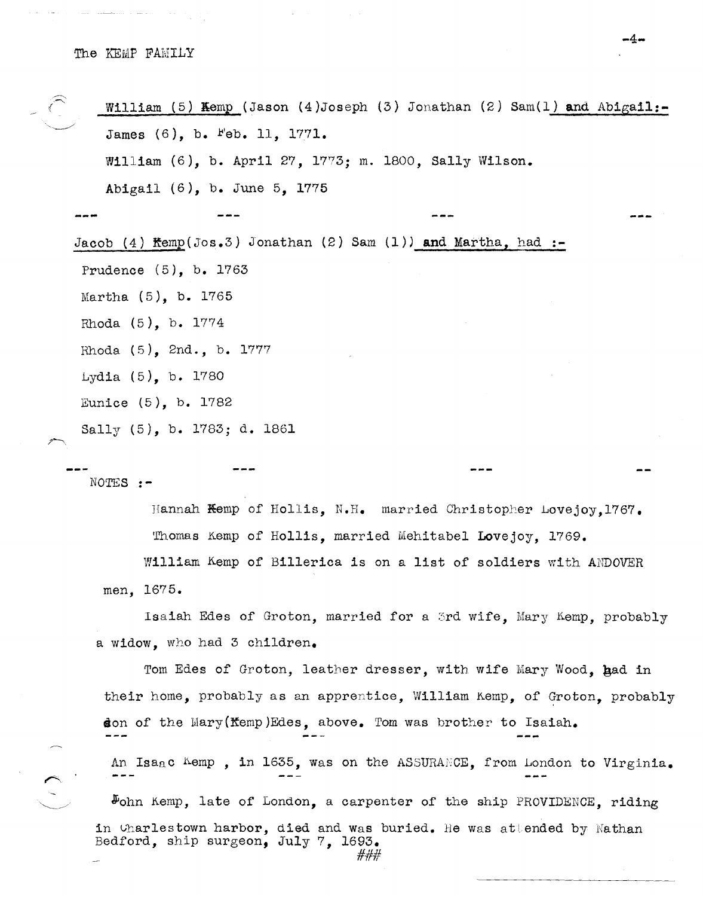William (5) Kemp (Jason (4)Joseph (3) Jonathan (2) Sam(1) **and** Abigail:-

James (6), b. Feb. 11, 1771.

William (6), b. April 27, 1773; m. 1800, Sally Wilson.

Abigail (6), b. June 5, 1775

--- --- --- ---

Jacob (4) Kemp(Jos.3) Jonathan (2) Sam (1)) **and** Martha, had :-

Prudence (5), b. 1763

Martha (5), b. 1765

Rhoda (5), b. 1774

Rhoda (5), 2nd., b. 1777

Lydia (5), b. 1780

Eunice (5), b. 1782

Sally (5), b. 1783; d. 1861

--- --- --- --

NOTES :-

Hannah Kemp of Hollis, N.H. married Christopher Lovejoy,1767.

Thomas Kemp of Hollis, married Mehitabel Lovejoy, 1769.

William Kemp of Billerica is on a list of soldiers with ANDOVER men, 1675.

Isaiah Edes of Groton, married for a 3rd wife, Mary Kemp, probably a widow, who had 3 children.

Tom Edes of Groton, leather dresser, with wife Mary Wood, had in their home, probably as an apprentice, William Kemp, of Groton, probably son of the Mary(Kemp)Edes, above. Tom was brother to Isaiah.

--- --- ---

An Isaac Kemp , in 1635, was on the ASSURANCE, from London to Virginia.

--- --- ---

John Kemp, late of London, a carpenter of the ship PROVIDENCE, riding in Charlestown harbor, died and was buried. He was attended by Nathan Bedford, ship surgeon, July 7, 1693.

###